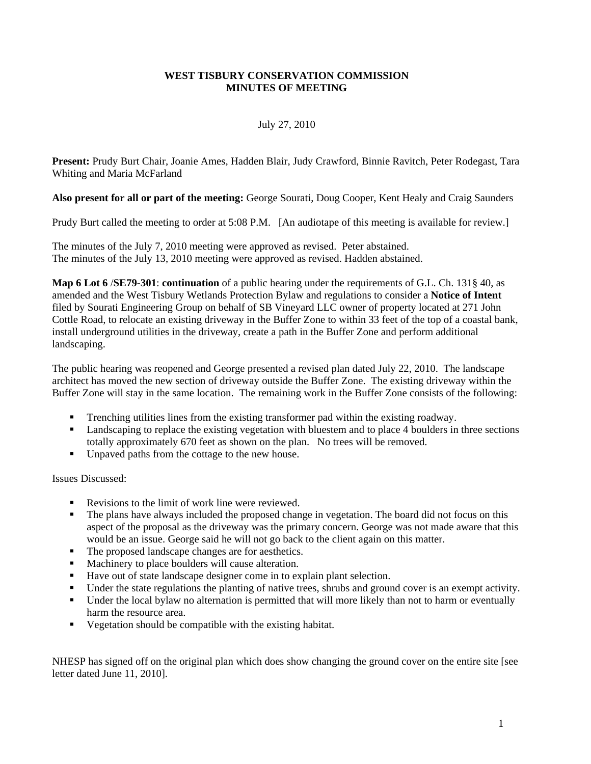# WEST TISBURY CONSERVATION COMMISSION
# MINUTES OF MEETING

July 27, 2010

**Present:** Prudy Burt Chair, Joanie Ames, Hadden Blair, Judy Crawford, Binnie Ravitch, Peter Rodegast, Tara Whiting and Maria McFarland

**Also present for all or part of the meeting:** George Sourati, Doug Cooper, Kent Healy and Craig Saunders

Prudy Burt called the meeting to order at 5:08 P.M. [An audiotape of this meeting is available for review.]

The minutes of the July 7, 2010 meeting were approved as revised. Peter abstained.
The minutes of the July 13, 2010 meeting were approved as revised. Hadden abstained.

**Map 6 Lot 6** /**SE79-301**: **continuation** of a public hearing under the requirements of G.L. Ch. 131§ 40, as amended and the West Tisbury Wetlands Protection Bylaw and regulations to consider a **Notice of Intent** filed by Sourati Engineering Group on behalf of SB Vineyard LLC owner of property located at 271 John Cottle Road, to relocate an existing driveway in the Buffer Zone to within 33 feet of the top of a coastal bank, install underground utilities in the driveway, create a path in the Buffer Zone and perform additional landscaping.

The public hearing was reopened and George presented a revised plan dated July 22, 2010. The landscape architect has moved the new section of driveway outside the Buffer Zone. The existing driveway within the Buffer Zone will stay in the same location. The remaining work in the Buffer Zone consists of the following:

- Trenching utilities lines from the existing transformer pad within the existing roadway.
- Landscaping to replace the existing vegetation with bluestem and to place 4 boulders in three sections totally approximately 670 feet as shown on the plan. No trees will be removed.
- Unpaved paths from the cottage to the new house.

Issues Discussed:

- Revisions to the limit of work line were reviewed.
- The plans have always included the proposed change in vegetation. The board did not focus on this aspect of the proposal as the driveway was the primary concern. George was not made aware that this would be an issue. George said he will not go back to the client again on this matter.
- The proposed landscape changes are for aesthetics.
- Machinery to place boulders will cause alteration.
- Have out of state landscape designer come in to explain plant selection.
- Under the state regulations the planting of native trees, shrubs and ground cover is an exempt activity.
- Under the local bylaw no alternation is permitted that will more likely than not to harm or eventually harm the resource area.
- Vegetation should be compatible with the existing habitat.

NHESP has signed off on the original plan which does show changing the ground cover on the entire site [see letter dated June 11, 2010].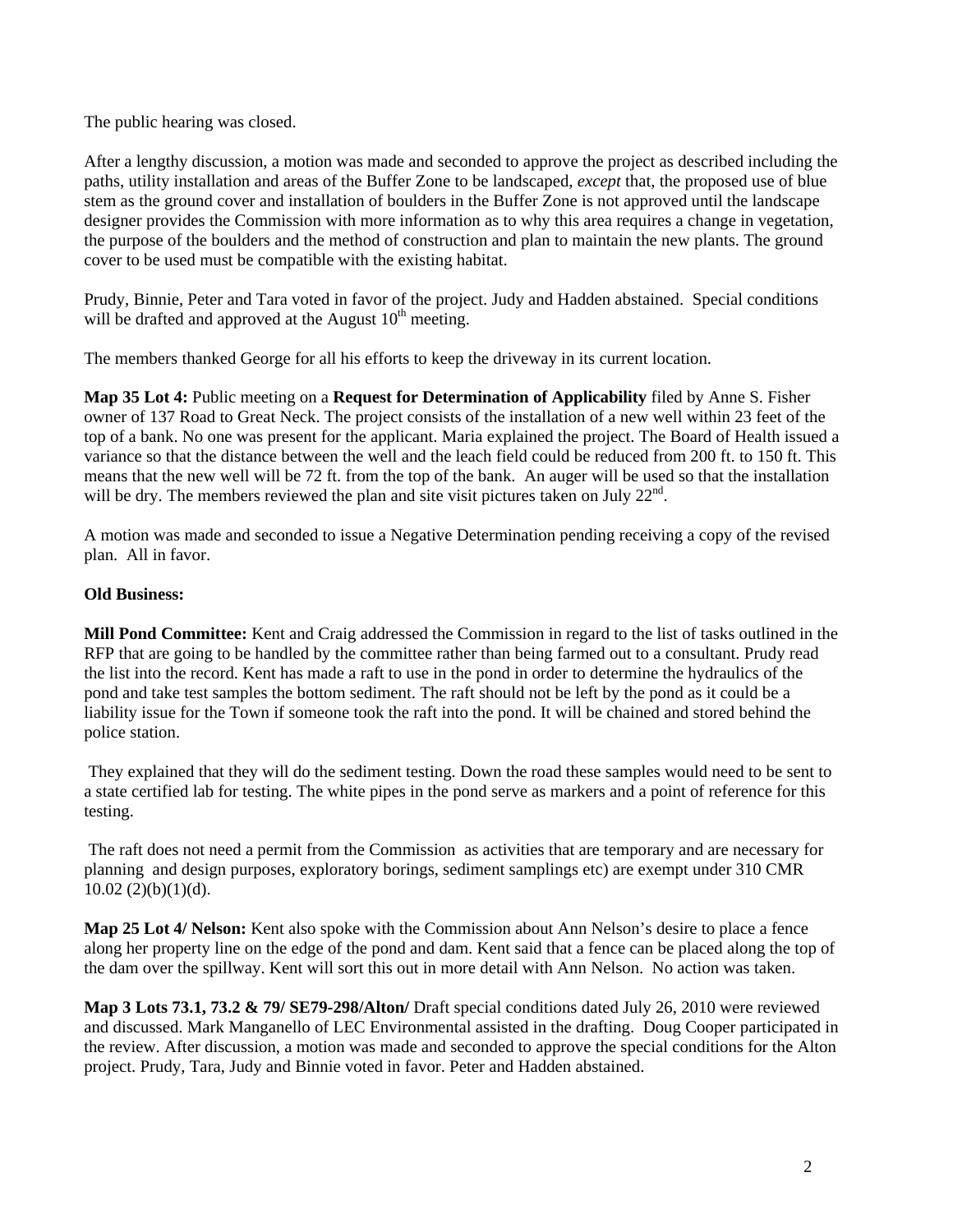The public hearing was closed.

After a lengthy discussion, a motion was made and seconded to approve the project as described including the paths, utility installation and areas of the Buffer Zone to be landscaped, *except* that, the proposed use of blue stem as the ground cover and installation of boulders in the Buffer Zone is not approved until the landscape designer provides the Commission with more information as to why this area requires a change in vegetation, the purpose of the boulders and the method of construction and plan to maintain the new plants. The ground cover to be used must be compatible with the existing habitat.

Prudy, Binnie, Peter and Tara voted in favor of the project. Judy and Hadden abstained. Special conditions will be drafted and approved at the August 10th meeting.

The members thanked George for all his efforts to keep the driveway in its current location.

**Map 35 Lot 4:** Public meeting on a **Request for Determination of Applicability** filed by Anne S. Fisher owner of 137 Road to Great Neck. The project consists of the installation of a new well within 23 feet of the top of a bank. No one was present for the applicant. Maria explained the project. The Board of Health issued a variance so that the distance between the well and the leach field could be reduced from 200 ft. to 150 ft. This means that the new well will be 72 ft. from the top of the bank. An auger will be used so that the installation will be dry. The members reviewed the plan and site visit pictures taken on July 22nd.

A motion was made and seconded to issue a Negative Determination pending receiving a copy of the revised plan. All in favor.

**Old Business:**

**Mill Pond Committee:** Kent and Craig addressed the Commission in regard to the list of tasks outlined in the RFP that are going to be handled by the committee rather than being farmed out to a consultant. Prudy read the list into the record. Kent has made a raft to use in the pond in order to determine the hydraulics of the pond and take test samples the bottom sediment. The raft should not be left by the pond as it could be a liability issue for the Town if someone took the raft into the pond. It will be chained and stored behind the police station.

They explained that they will do the sediment testing. Down the road these samples would need to be sent to a state certified lab for testing. The white pipes in the pond serve as markers and a point of reference for this testing.

The raft does not need a permit from the Commission as activities that are temporary and are necessary for planning and design purposes, exploratory borings, sediment samplings etc) are exempt under 310 CMR 10.02 (2)(b)(1)(d).

**Map 25 Lot 4/ Nelson:** Kent also spoke with the Commission about Ann Nelson's desire to place a fence along her property line on the edge of the pond and dam. Kent said that a fence can be placed along the top of the dam over the spillway. Kent will sort this out in more detail with Ann Nelson. No action was taken.

**Map 3 Lots 73.1, 73.2 & 79/ SE79-298/Alton/** Draft special conditions dated July 26, 2010 were reviewed and discussed. Mark Manganello of LEC Environmental assisted in the drafting. Doug Cooper participated in the review. After discussion, a motion was made and seconded to approve the special conditions for the Alton project. Prudy, Tara, Judy and Binnie voted in favor. Peter and Hadden abstained.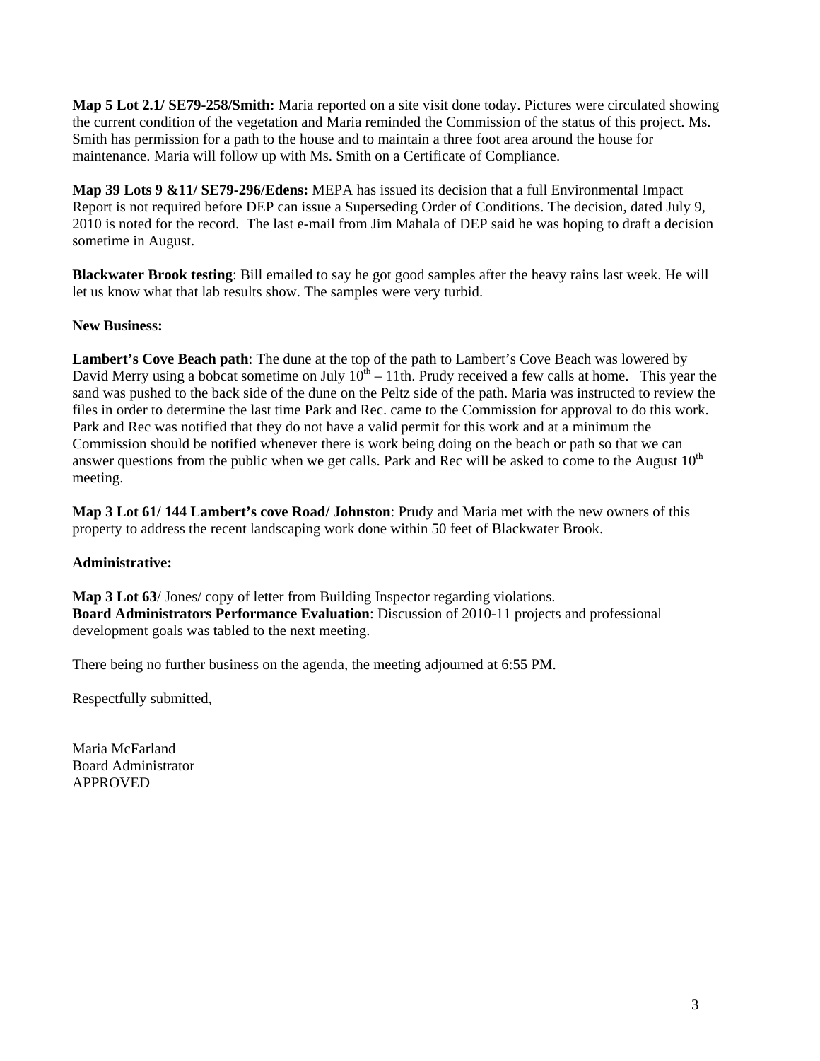**Map 5 Lot 2.1/ SE79-258/Smith:** Maria reported on a site visit done today. Pictures were circulated showing the current condition of the vegetation and Maria reminded the Commission of the status of this project. Ms. Smith has permission for a path to the house and to maintain a three foot area around the house for maintenance. Maria will follow up with Ms. Smith on a Certificate of Compliance.

**Map 39 Lots 9 &11/ SE79-296/Edens:** MEPA has issued its decision that a full Environmental Impact Report is not required before DEP can issue a Superseding Order of Conditions. The decision, dated July 9, 2010 is noted for the record. The last e-mail from Jim Mahala of DEP said he was hoping to draft a decision sometime in August.

**Blackwater Brook testing**: Bill emailed to say he got good samples after the heavy rains last week. He will let us know what that lab results show. The samples were very turbid.

**New Business:**

**Lambert's Cove Beach path**: The dune at the top of the path to Lambert's Cove Beach was lowered by David Merry using a bobcat sometime on July 10th – 11th. Prudy received a few calls at home. This year the sand was pushed to the back side of the dune on the Peltz side of the path. Maria was instructed to review the files in order to determine the last time Park and Rec. came to the Commission for approval to do this work. Park and Rec was notified that they do not have a valid permit for this work and at a minimum the Commission should be notified whenever there is work being doing on the beach or path so that we can answer questions from the public when we get calls. Park and Rec will be asked to come to the August 10th meeting.

**Map 3 Lot 61/ 144 Lambert's cove Road/ Johnston**: Prudy and Maria met with the new owners of this property to address the recent landscaping work done within 50 feet of Blackwater Brook.

**Administrative:**

**Map 3 Lot 63**/ Jones/ copy of letter from Building Inspector regarding violations.
**Board Administrators Performance Evaluation**: Discussion of 2010-11 projects and professional development goals was tabled to the next meeting.

There being no further business on the agenda, the meeting adjourned at 6:55 PM.

Respectfully submitted,

Maria McFarland
Board Administrator
APPROVED